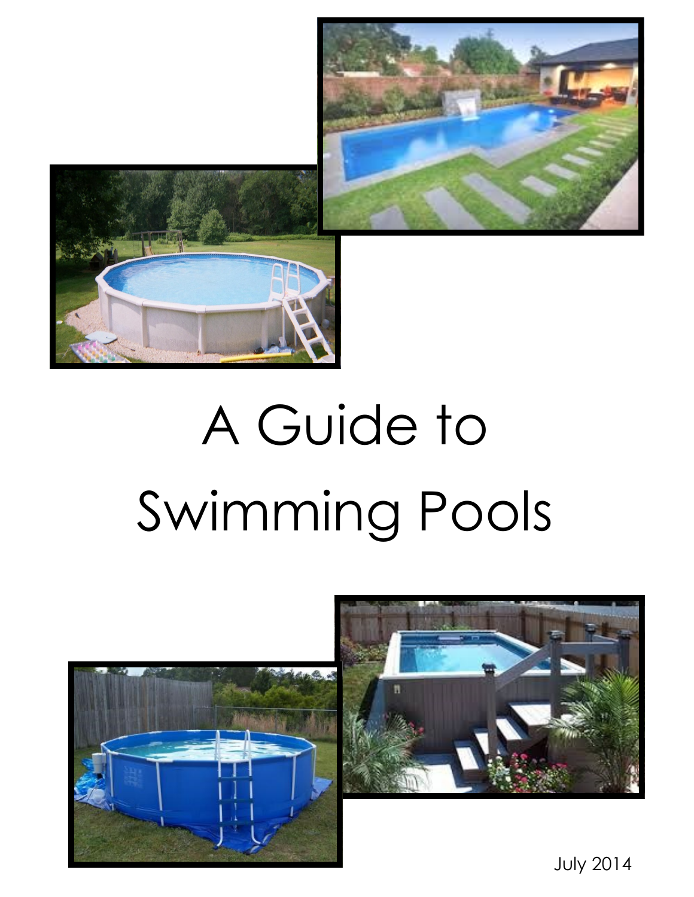# A Guide to Swimming Pools

July 2014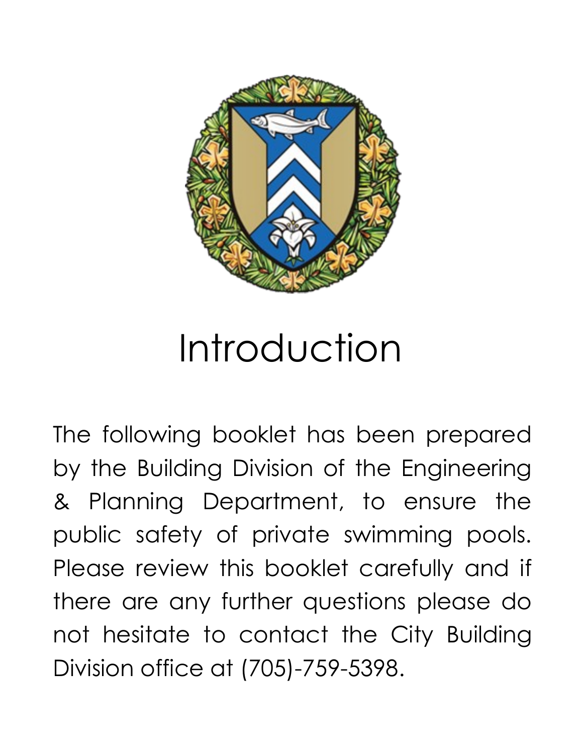# Introduction

The following booklet has been prepared by the Building Division of the Engineering & Planning Department, to ensure the public safety of private swimming pools. Please review this booklet carefully and if there are any further questions please do not hesitate to contact the City Building Division office at (705)-759-5398.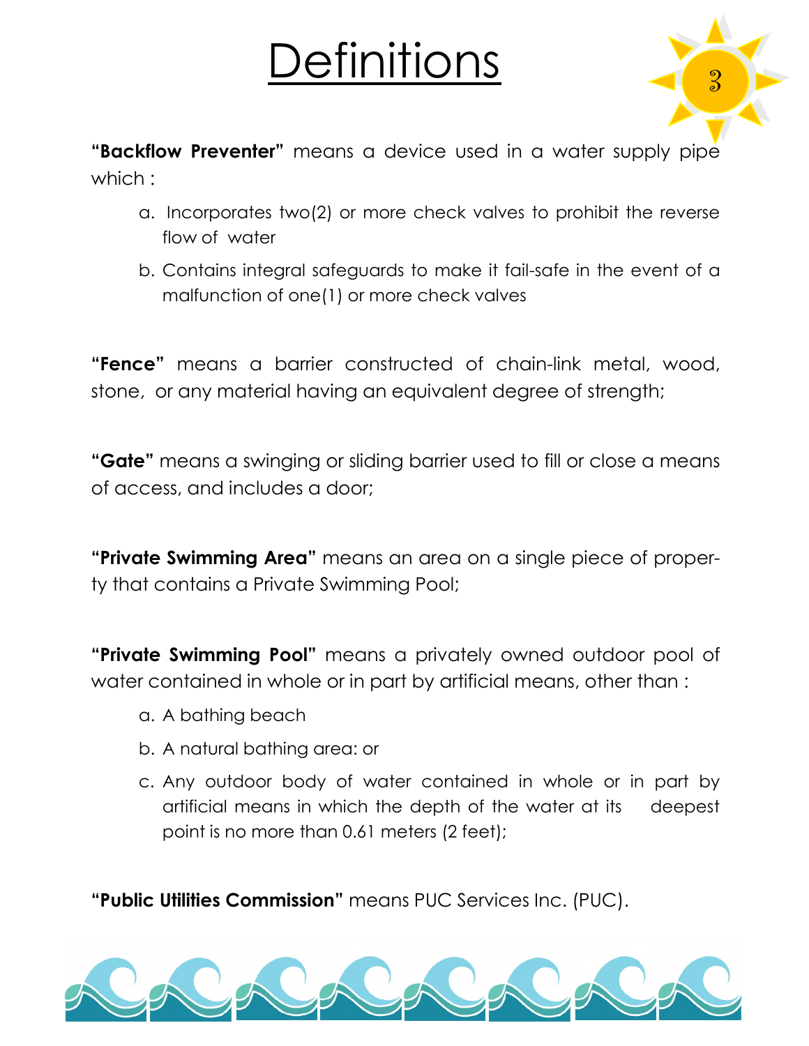# Definitions

**"Backflow Preventer"** means a device used in a water supply pipe which :

a. Incorporates two(2) or more check valves to prohibit the reverse flow of water

b. Contains integral safeguards to make it fail-safe in the event of a malfunction of one(1) or more check valves

**"Fence"** means a barrier constructed of chain-link metal, wood, stone, or any material having an equivalent degree of strength;

**"Gate"** means a swinging or sliding barrier used to fill or close a means of access, and includes a door;

**"Private Swimming Area"** means an area on a single piece of property that contains a Private Swimming Pool;

**"Private Swimming Pool"** means a privately owned outdoor pool of water contained in whole or in part by artificial means, other than :

a. A bathing beach

b. A natural bathing area: or

c. Any outdoor body of water contained in whole or in part by artificial means in which the depth of the water at its deepest point is no more than 0.61 meters (2 feet);

**"Public Utilities Commission"** means PUC Services Inc. (PUC).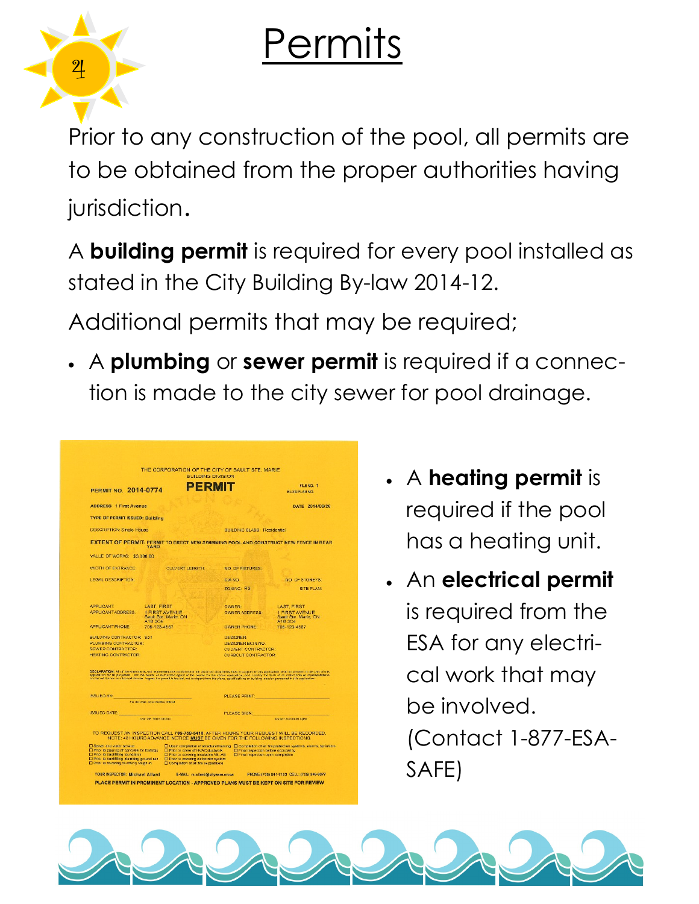# Permits

Prior to any construction of the pool, all permits are to be obtained from the proper authorities having jurisdiction.

A **building permit** is required for every pool installed as stated in the City Building By-law 2014-12.

Additional permits that may be required;

- A **plumbing** or **sewer permit** is required if a connection is made to the city sewer for pool drainage.
- A **heating permit** is required if the pool has a heating unit.
- An **electrical permit** is required from the ESA for any electrical work that may be involved. (Contact 1-877-ESA-SAFE)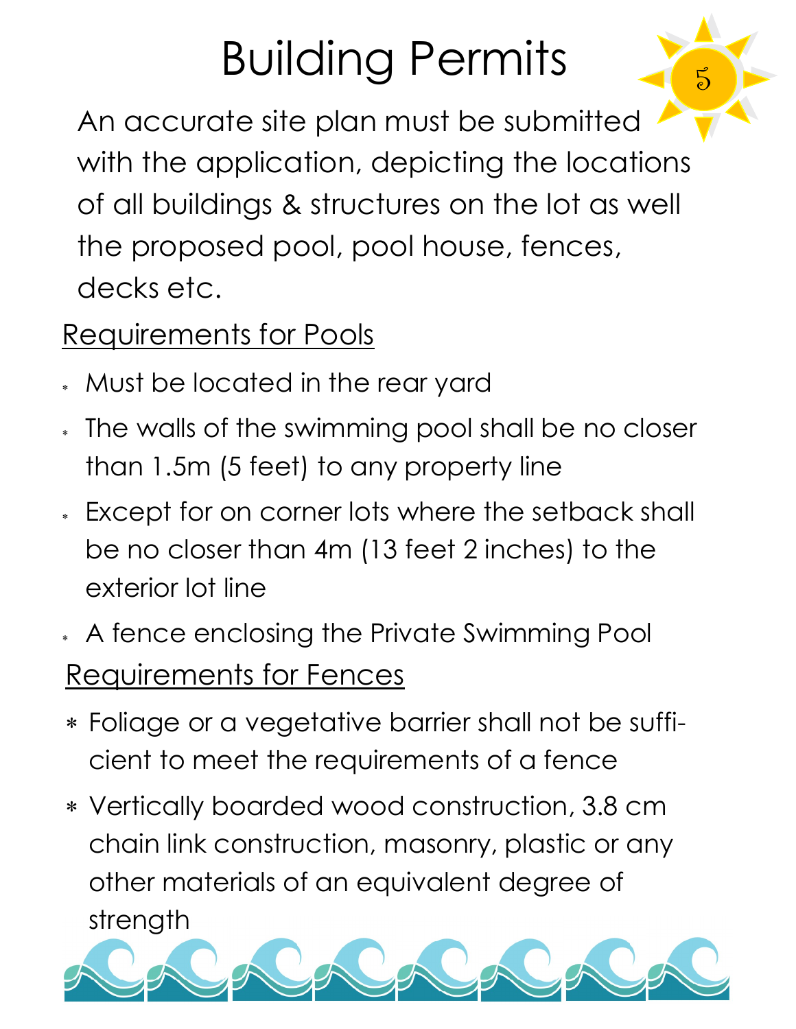# Building Permits

An accurate site plan must be submitted with the application, depicting the locations of all buildings & structures on the lot as well the proposed pool, pool house, fences, decks etc.

## Requirements for Pools

- Must be located in the rear yard
- The walls of the swimming pool shall be no closer than 1.5m (5 feet) to any property line
- Except for on corner lots where the setback shall be no closer than 4m (13 feet 2 inches) to the exterior lot line
- A fence enclosing the Private Swimming Pool

## Requirements for Fences

- Foliage or a vegetative barrier shall not be sufficient to meet the requirements of a fence
- Vertically boarded wood construction, 3.8 cm chain link construction, masonry, plastic or any other materials of an equivalent degree of strength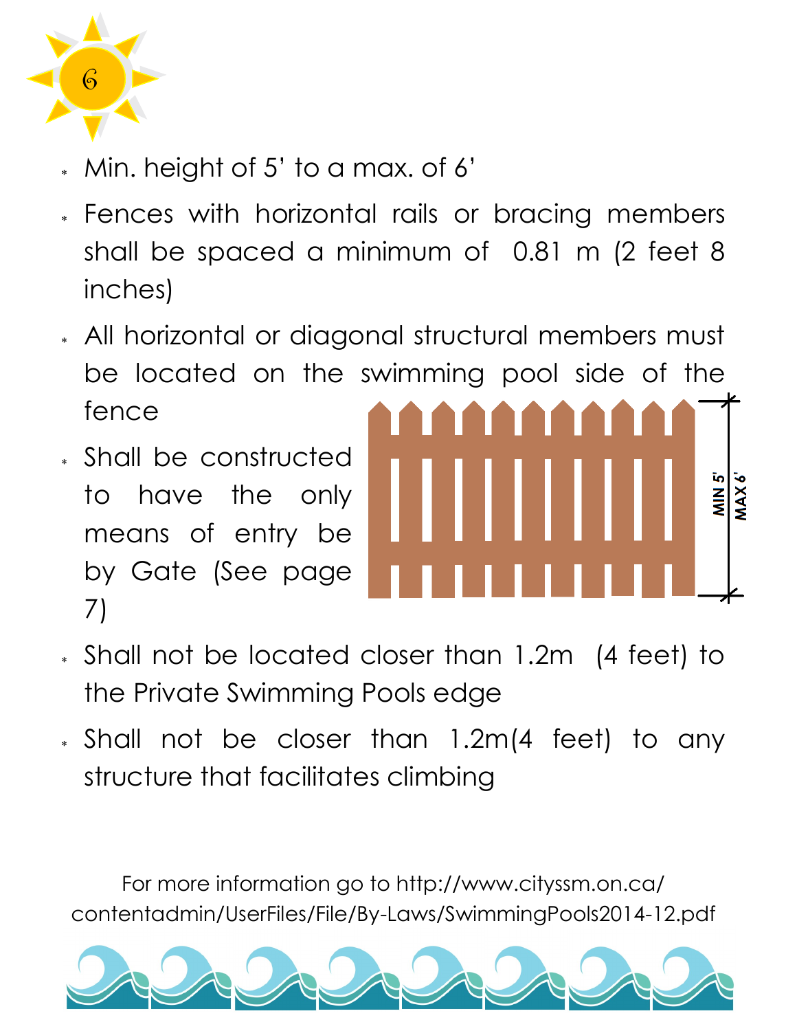- Min. height of 5' to a max. of 6'
- Fences with horizontal rails or bracing members shall be spaced a minimum of 0.81 m (2 feet 8 inches)
- All horizontal or diagonal structural members must be located on the swimming pool side of the fence
- Shall be constructed to have the only means of entry be by Gate (See page 7)
- Shall not be located closer than 1.2m (4 feet) to the Private Swimming Pools edge
- Shall not be closer than 1.2m(4 feet) to any structure that facilitates climbing

For more information go to http://www.cityssm.on.ca/contentadmin/UserFiles/File/By-Laws/SwimmingPools2014-12.pdf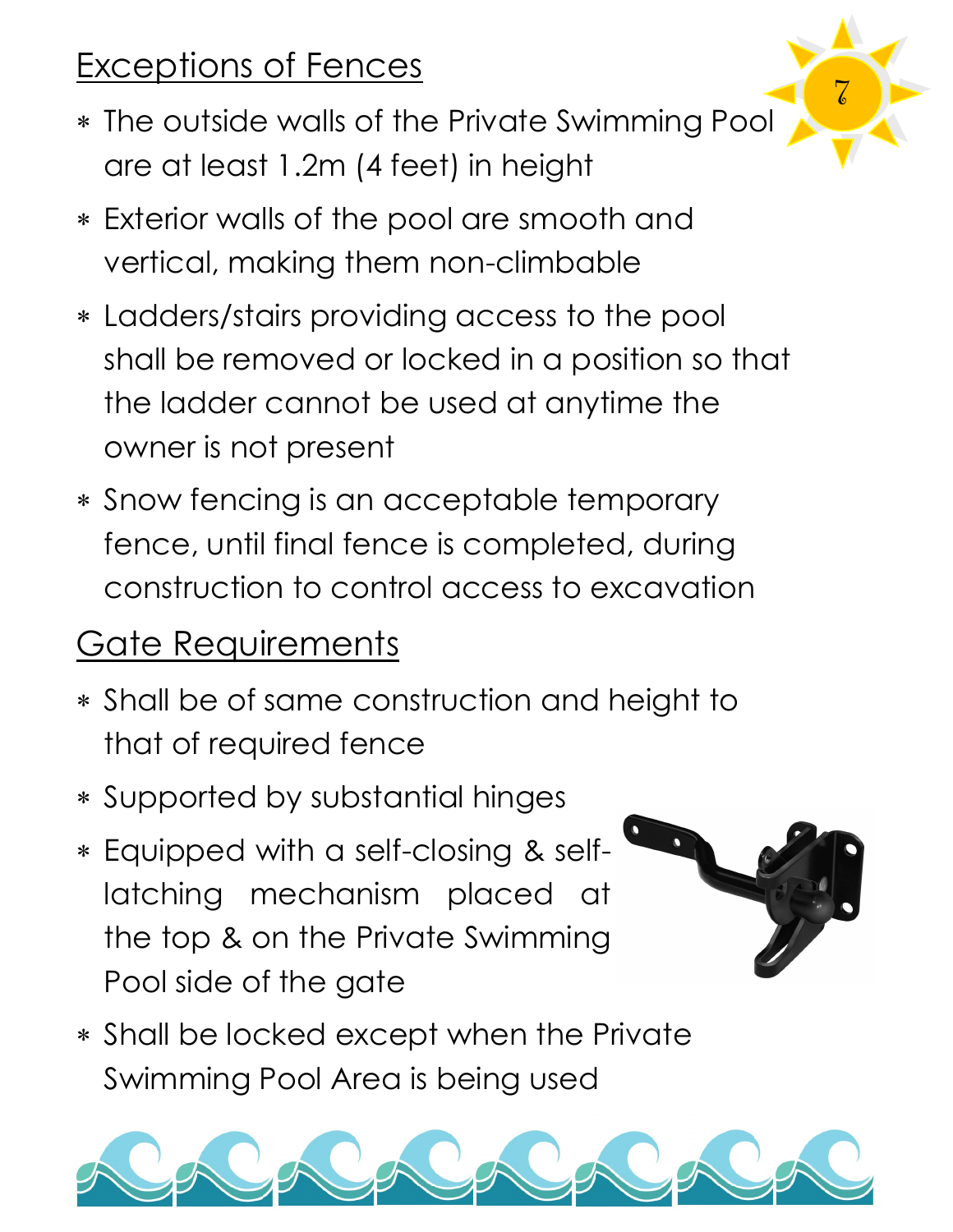## Exceptions of Fences

- The outside walls of the Private Swimming Pool are at least 1.2m (4 feet) in height
- Exterior walls of the pool are smooth and vertical, making them non-climbable
- Ladders/stairs providing access to the pool shall be removed or locked in a position so that the ladder cannot be used at anytime the owner is not present
- Snow fencing is an acceptable temporary fence, until final fence is completed, during construction to control access to excavation

## Gate Requirements

- Shall be of same construction and height to that of required fence
- Supported by substantial hinges
- Equipped with a self-closing & self-latching mechanism placed at the top & on the Private Swimming Pool side of the gate
- Shall be locked except when the Private Swimming Pool Area is being used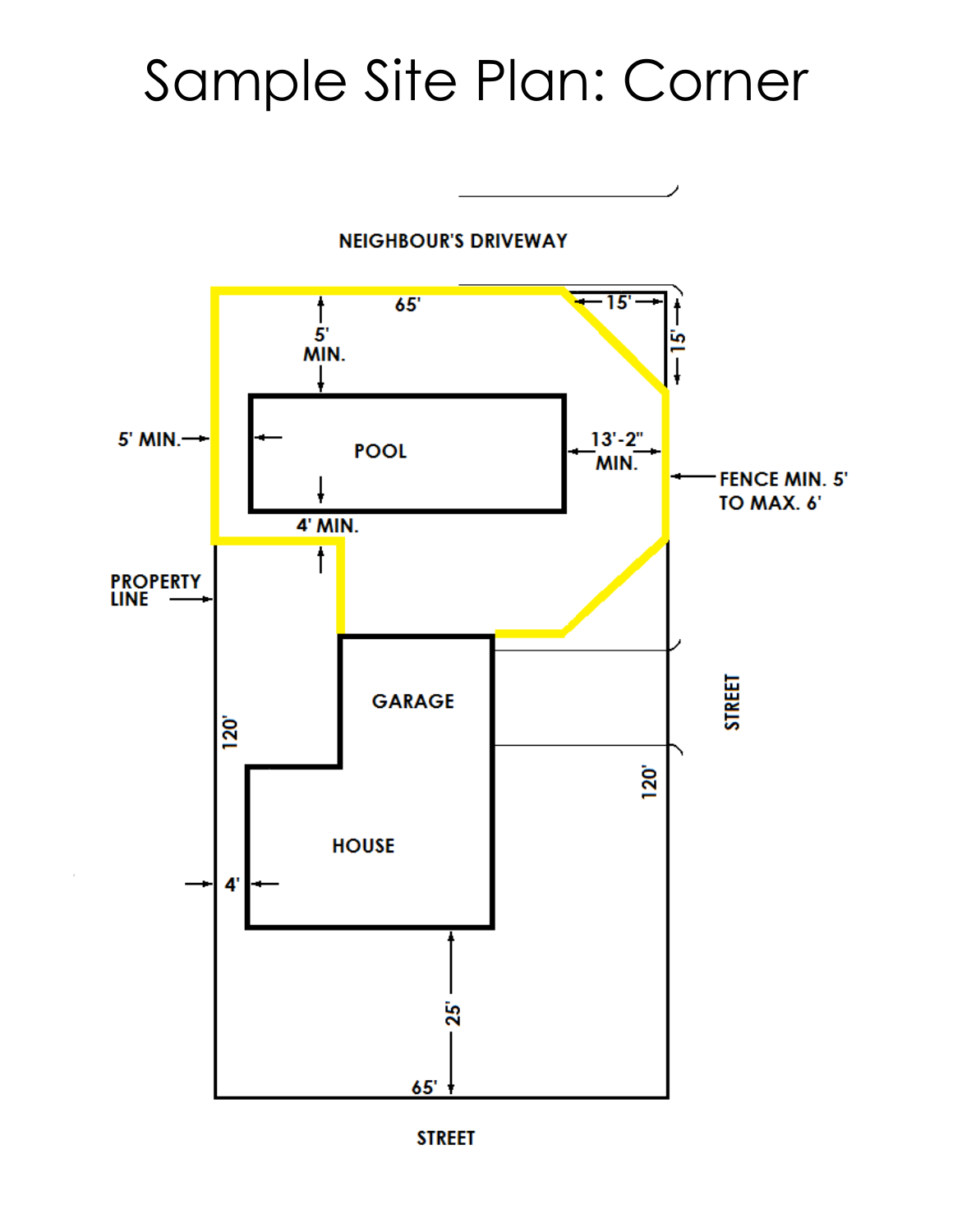# Sample Site Plan: Corner

NEIGHBOUR'S DRIVEWAY

65'

15'

15'

5' MIN.

5' MIN.

POOL

13'-2" MIN.

FENCE MIN. 5' TO MAX. 6'

4' MIN.

PROPERTY LINE

GARAGE

STREET

120'

120'

HOUSE

4'

25'

65'

STREET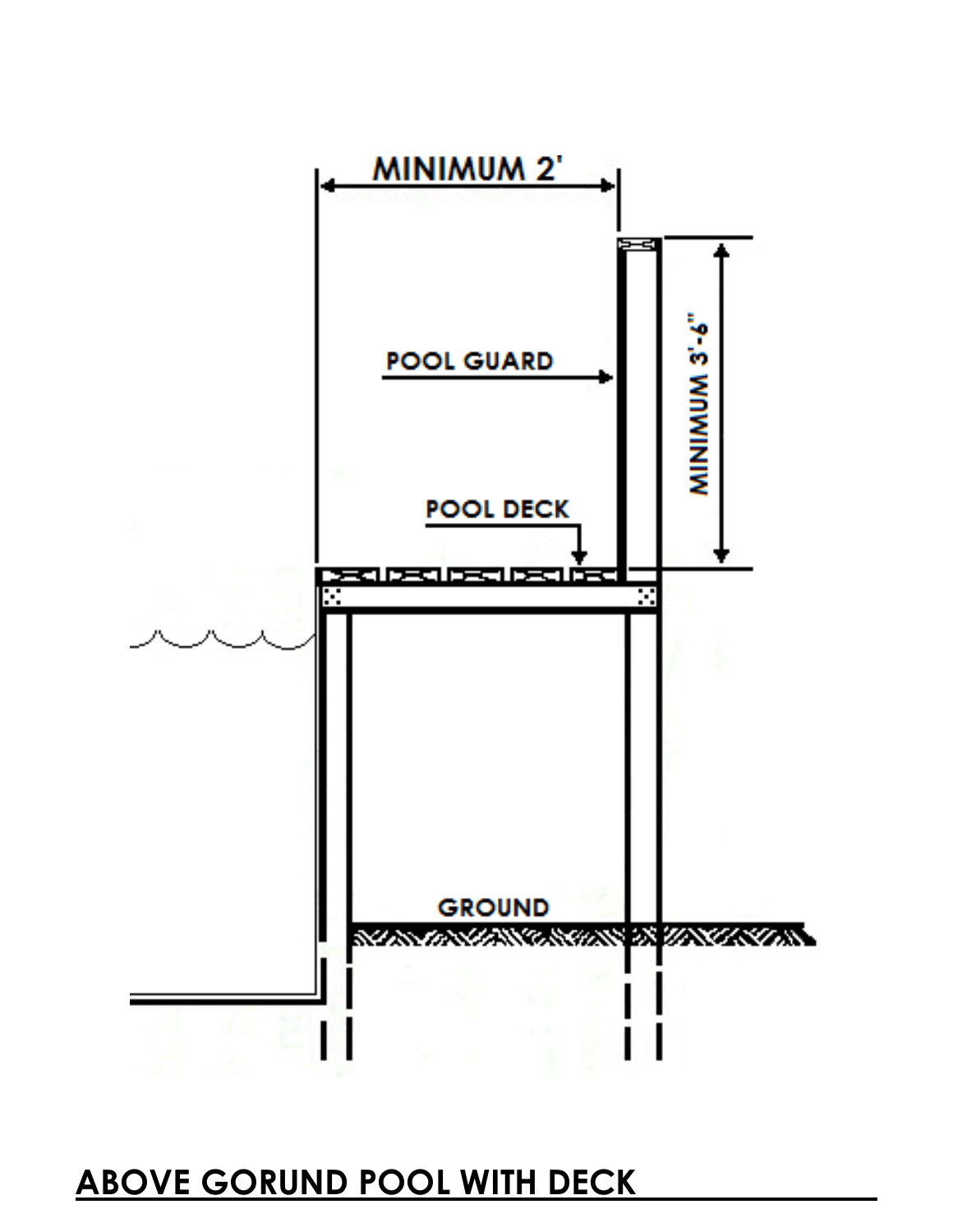MINIMUM 2'

MINIMUM 3'-6"

POOL GUARD

POOL DECK

GROUND

**ABOVE GORUND POOL WITH DECK**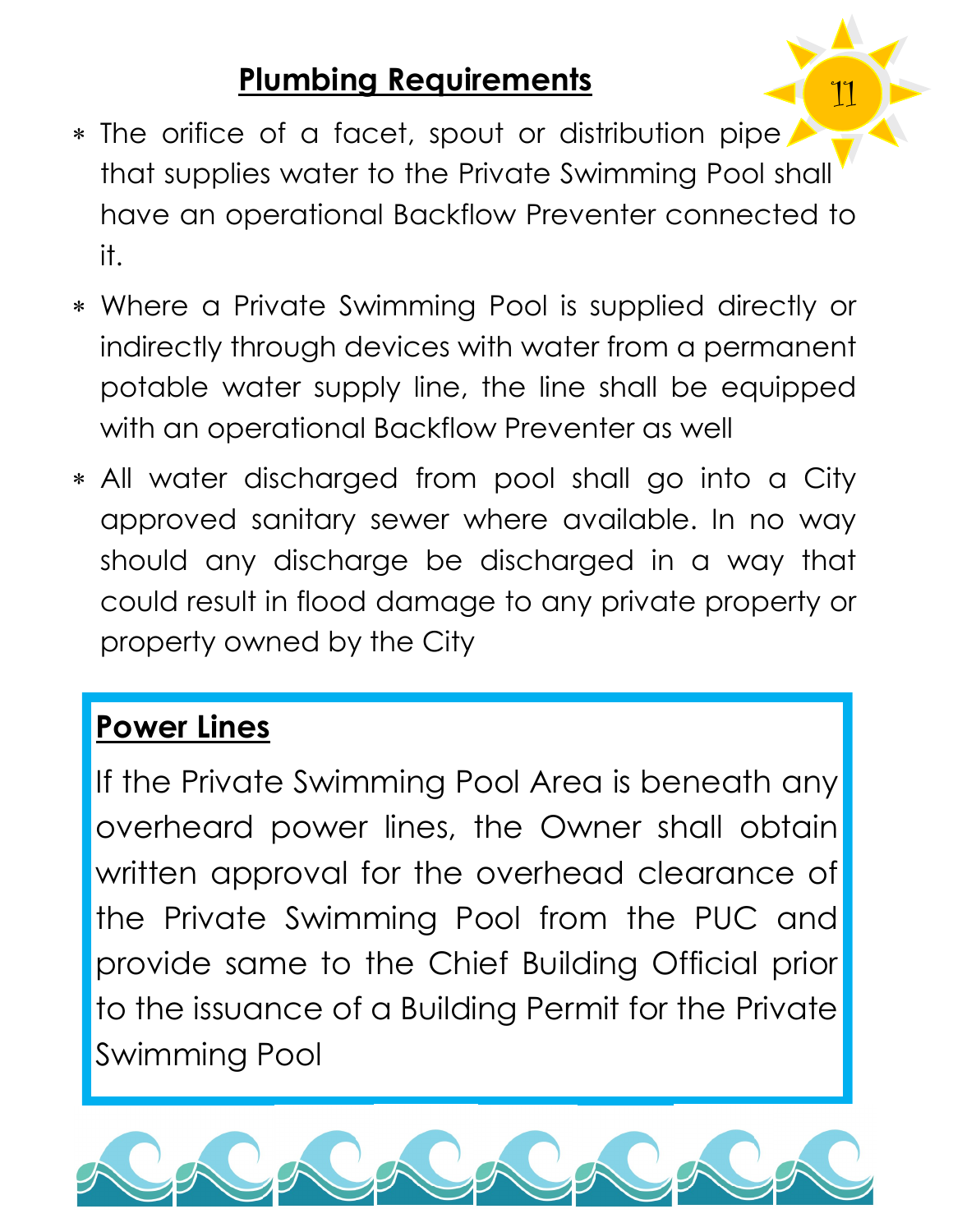## Plumbing Requirements

* The orifice of a facet, spout or distribution pipe that supplies water to the Private Swimming Pool shall have an operational Backflow Preventer connected to it.
* Where a Private Swimming Pool is supplied directly or indirectly through devices with water from a permanent potable water supply line, the line shall be equipped with an operational Backflow Preventer as well
* All water discharged from pool shall go into a City approved sanitary sewer where available. In no way should any discharge be discharged in a way that could result in flood damage to any private property or property owned by the City

## Power Lines

If the Private Swimming Pool Area is beneath any overheard power lines, the Owner shall obtain written approval for the overhead clearance of the Private Swimming Pool from the PUC and provide same to the Chief Building Official prior to the issuance of a Building Permit for the Private Swimming Pool